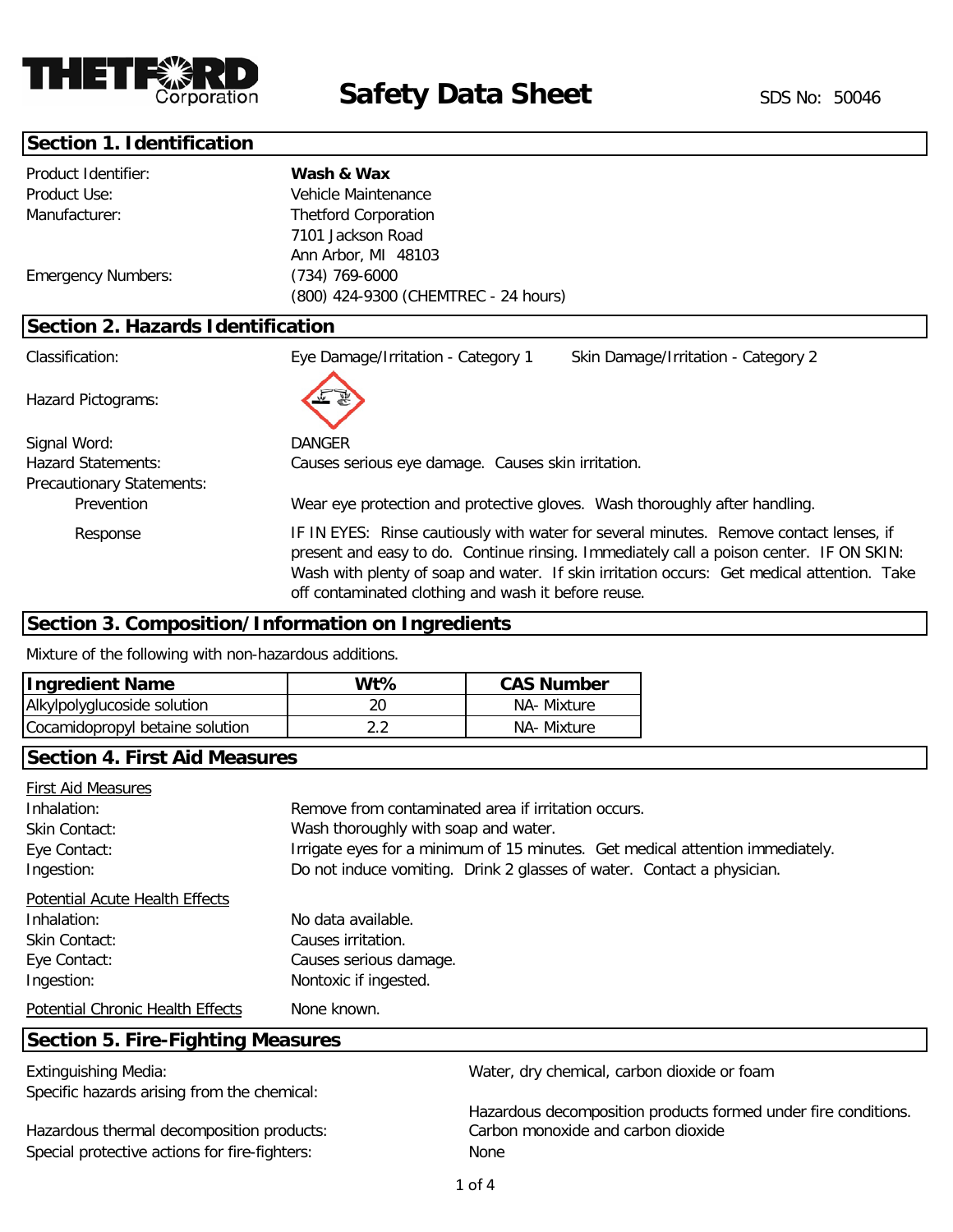**THETFORD Corporation**

# Safety Data Sheet

SDS No: 50046

## Section 1. Identification

| | |
|---|---|
| Product Identifier: | **Wash & Wax** |
| Product Use: | Vehicle Maintenance |
| Manufacturer: | Thetford Corporation<br>7101 Jackson Road<br>Ann Arbor, MI 48103 |
| Emergency Numbers: | (734) 769-6000<br>(800) 424-9300 (CHEMTREC - 24 hours) |

## Section 2. Hazards Identification

Classification: Eye Damage/Irritation - Category 1    Skin Damage/Irritation - Category 2

Hazard Pictograms:

Signal Word: DANGER

Hazard Statements: Causes serious eye damage. Causes skin irritation.

Precautionary Statements:

- Prevention: Wear eye protection and protective gloves. Wash thoroughly after handling.
- Response: IF IN EYES: Rinse cautiously with water for several minutes. Remove contact lenses, if present and easy to do. Continue rinsing. Immediately call a poison center. IF ON SKIN: Wash with plenty of soap and water. If skin irritation occurs: Get medical attention. Take off contaminated clothing and wash it before reuse.

## Section 3. Composition/Information on Ingredients

Mixture of the following with non-hazardous additions.

| Ingredient Name | Wt% | CAS Number |
|---|---|---|
| Alkylpolyglucoside solution | 20 | NA- Mixture |
| Cocamidopropyl betaine solution | 2.2 | NA- Mixture |

## Section 4. First Aid Measures

First Aid Measures

- Inhalation: Remove from contaminated area if irritation occurs.
- Skin Contact: Wash thoroughly with soap and water.
- Eye Contact: Irrigate eyes for a minimum of 15 minutes. Get medical attention immediately.
- Ingestion: Do not induce vomiting. Drink 2 glasses of water. Contact a physician.

Potential Acute Health Effects

- Inhalation: No data available.
- Skin Contact: Causes irritation.
- Eye Contact: Causes serious damage.
- Ingestion: Nontoxic if ingested.

Potential Chronic Health Effects: None known.

## Section 5. Fire-Fighting Measures

Extinguishing Media: Water, dry chemical, carbon dioxide or foam

Specific hazards arising from the chemical: Hazardous decomposition products formed under fire conditions.

Hazardous thermal decomposition products: Carbon monoxide and carbon dioxide

Special protective actions for fire-fighters: None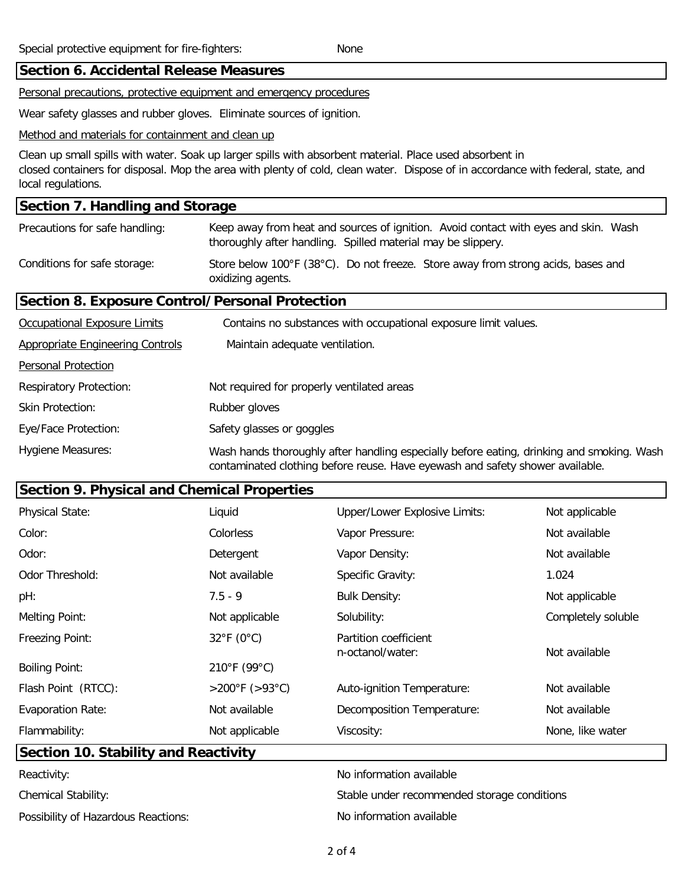Special protective equipment for fire-fighters: None

## Section 6. Accidental Release Measures

Personal precautions, protective equipment and emergency procedures

Wear safety glasses and rubber gloves. Eliminate sources of ignition.

Method and materials for containment and clean up

Clean up small spills with water. Soak up larger spills with absorbent material. Place used absorbent in closed containers for disposal. Mop the area with plenty of cold, clean water. Dispose of in accordance with federal, state, and local regulations.

## Section 7. Handling and Storage

| | |
|---|---|
| Precautions for safe handling: | Keep away from heat and sources of ignition. Avoid contact with eyes and skin. Wash thoroughly after handling. Spilled material may be slippery. |
| Conditions for safe storage: | Store below 100°F (38°C). Do not freeze. Store away from strong acids, bases and oxidizing agents. |

## Section 8. Exposure Control/Personal Protection

| | |
|---|---|
| Occupational Exposure Limits | Contains no substances with occupational exposure limit values. |
| Appropriate Engineering Controls | Maintain adequate ventilation. |
| Personal Protection | |
| Respiratory Protection: | Not required for properly ventilated areas |
| Skin Protection: | Rubber gloves |
| Eye/Face Protection: | Safety glasses or goggles |
| Hygiene Measures: | Wash hands thoroughly after handling especially before eating, drinking and smoking. Wash contaminated clothing before reuse. Have eyewash and safety shower available. |

## Section 9. Physical and Chemical Properties

| | | | |
|---|---|---|---|
| Physical State: | Liquid | Upper/Lower Explosive Limits: | Not applicable |
| Color: | Colorless | Vapor Pressure: | Not available |
| Odor: | Detergent | Vapor Density: | Not available |
| Odor Threshold: | Not available | Specific Gravity: | 1.024 |
| pH: | 7.5 - 9 | Bulk Density: | Not applicable |
| Melting Point: | Not applicable | Solubility: | Completely soluble |
| Freezing Point: | 32°F (0°C) | Partition coefficient n-octanol/water: | Not available |
| Boiling Point: | 210°F (99°C) | | |
| Flash Point (RTCC): | >200°F (>93°C) | Auto-ignition Temperature: | Not available |
| Evaporation Rate: | Not available | Decomposition Temperature: | Not available |
| Flammability: | Not applicable | Viscosity: | None, like water |

## Section 10. Stability and Reactivity

| | |
|---|---|
| Reactivity: | No information available |
| Chemical Stability: | Stable under recommended storage conditions |
| Possibility of Hazardous Reactions: | No information available |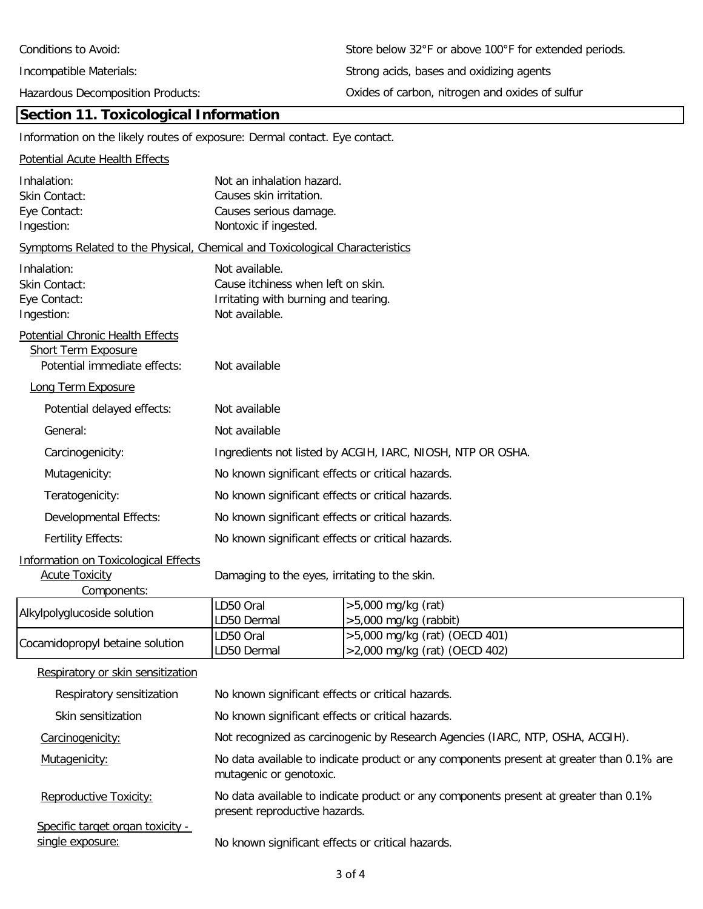Conditions to Avoid: Store below 32°F or above 100°F for extended periods.

Incompatible Materials: Strong acids, bases and oxidizing agents

Hazardous Decomposition Products: Oxides of carbon, nitrogen and oxides of sulfur

## Section 11. Toxicological Information

Information on the likely routes of exposure: Dermal contact. Eye contact.

Potential Acute Health Effects

Inhalation: Not an inhalation hazard.
Skin Contact: Causes skin irritation.
Eye Contact: Causes serious damage.
Ingestion: Nontoxic if ingested.

Symptoms Related to the Physical, Chemical and Toxicological Characteristics

Inhalation: Not available.
Skin Contact: Cause itchiness when left on skin.
Eye Contact: Irritating with burning and tearing.
Ingestion: Not available.

Potential Chronic Health Effects

Short Term Exposure

Potential immediate effects: Not available

Long Term Exposure

Potential delayed effects: Not available

General: Not available

Carcinogenicity: Ingredients not listed by ACGIH, IARC, NIOSH, NTP OR OSHA.

Mutagenicity: No known significant effects or critical hazards.

Teratogenicity: No known significant effects or critical hazards.

Developmental Effects: No known significant effects or critical hazards.

Fertility Effects: No known significant effects or critical hazards.

Information on Toxicological Effects

Acute Toxicity: Damaging to the eyes, irritating to the skin.

Components:

| | | |
|---|---|---|
| Alkylpolyglucoside solution | LD50 Oral<br>LD50 Dermal | >5,000 mg/kg (rat)<br>>5,000 mg/kg (rabbit) |
| Cocamidopropyl betaine solution | LD50 Oral<br>LD50 Dermal | >5,000 mg/kg (rat) (OECD 401)<br>>2,000 mg/kg (rat) (OECD 402) |

Respiratory or skin sensitization

Respiratory sensitization: No known significant effects or critical hazards.

Skin sensitization: No known significant effects or critical hazards.

Carcinogenicity: Not recognized as carcinogenic by Research Agencies (IARC, NTP, OSHA, ACGIH).

Mutagenicity: No data available to indicate product or any components present at greater than 0.1% are mutagenic or genotoxic.

Reproductive Toxicity: No data available to indicate product or any components present at greater than 0.1% present reproductive hazards.

Specific target organ toxicity - single exposure: No known significant effects or critical hazards.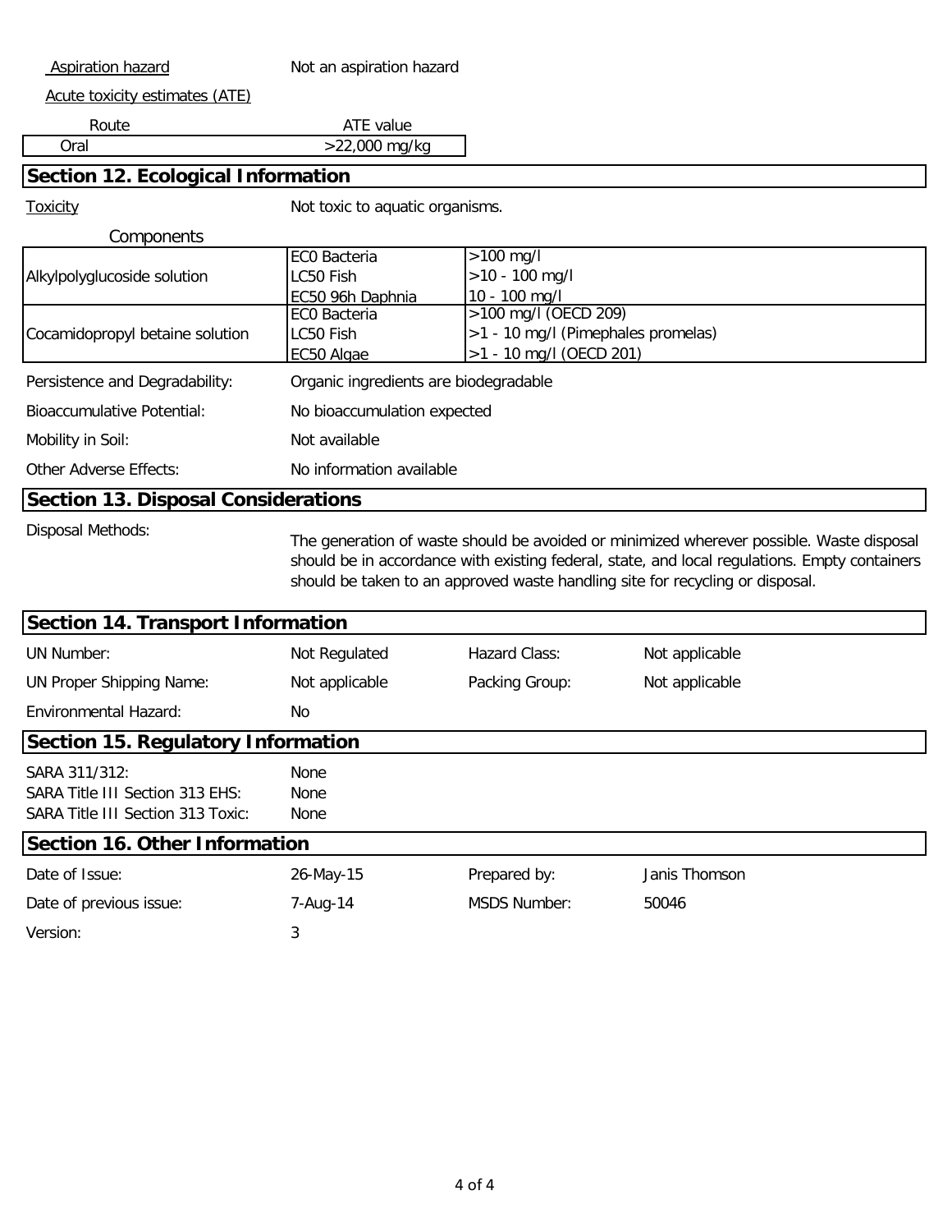Aspiration hazard: Not an aspiration hazard

Acute toxicity estimates (ATE)

| Route | ATE value |
|---|---|
| Oral | >22,000 mg/kg |

## Section 12. Ecological Information

Toxicity: Not toxic to aquatic organisms.

Components

| | | |
|---|---|---|
| Alkylpolyglucoside solution | EC0 Bacteria | >100 mg/l |
| | LC50 Fish | >10 - 100 mg/l |
| | EC50 96h Daphnia | 10 - 100 mg/l |
| Cocamidopropyl betaine solution | EC0 Bacteria | >100 mg/l (OECD 209) |
| | LC50 Fish | >1 - 10 mg/l (Pimephales promelas) |
| | EC50 Algae | >1 - 10 mg/l (OECD 201) |

Persistence and Degradability: Organic ingredients are biodegradable

Bioaccumulative Potential: No bioaccumulation expected

Mobility in Soil: Not available

Other Adverse Effects: No information available

## Section 13. Disposal Considerations

Disposal Methods: The generation of waste should be avoided or minimized wherever possible. Waste disposal should be in accordance with existing federal, state, and local regulations. Empty containers should be taken to an approved waste handling site for recycling or disposal.

## Section 14. Transport Information

| | | | |
|---|---|---|---|
| UN Number: | Not Regulated | Hazard Class: | Not applicable |
| UN Proper Shipping Name: | Not applicable | Packing Group: | Not applicable |
| Environmental Hazard: | No | | |

## Section 15. Regulatory Information

SARA 311/312: None
SARA Title III Section 313 EHS: None
SARA Title III Section 313 Toxic: None

## Section 16. Other Information

| | | | |
|---|---|---|---|
| Date of Issue: | 26-May-15 | Prepared by: | Janis Thomson |
| Date of previous issue: | 7-Aug-14 | MSDS Number: | 50046 |
| Version: | 3 | | |